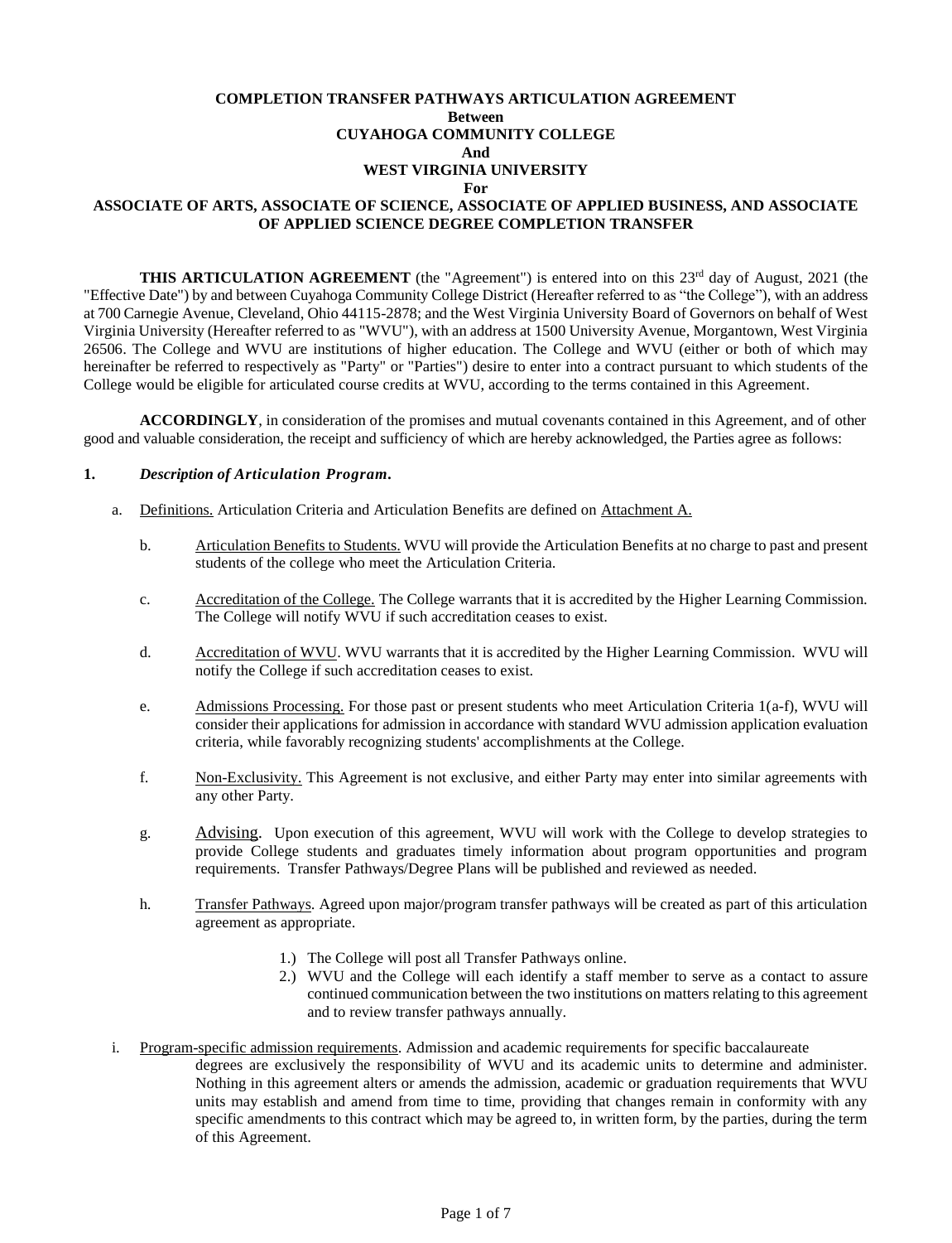**COMPLETION TRANSFER PATHWAYS ARTICULATION AGREEMENT**
**Between**
**CUYAHOGA COMMUNITY COLLEGE**
**And**
**WEST VIRGINIA UNIVERSITY**
**For**
**ASSOCIATE OF ARTS, ASSOCIATE OF SCIENCE, ASSOCIATE OF APPLIED BUSINESS, AND ASSOCIATE OF APPLIED SCIENCE DEGREE COMPLETION TRANSFER**

**THIS ARTICULATION AGREEMENT** (the "Agreement") is entered into on this 23rd day of August, 2021 (the "Effective Date") by and between Cuyahoga Community College District (Hereafter referred to as "the College"), with an address at 700 Carnegie Avenue, Cleveland, Ohio 44115-2878; and the West Virginia University Board of Governors on behalf of West Virginia University (Hereafter referred to as "WVU"), with an address at 1500 University Avenue, Morgantown, West Virginia 26506. The College and WVU are institutions of higher education. The College and WVU (either or both of which may hereinafter be referred to respectively as "Party" or "Parties") desire to enter into a contract pursuant to which students of the College would be eligible for articulated course credits at WVU, according to the terms contained in this Agreement.

**ACCORDINGLY**, in consideration of the promises and mutual covenants contained in this Agreement, and of other good and valuable consideration, the receipt and sufficiency of which are hereby acknowledged, the Parties agree as follows:

**1.** ***Description of Articulation Program.***

a. Definitions. Articulation Criteria and Articulation Benefits are defined on Attachment A.

b. Articulation Benefits to Students. WVU will provide the Articulation Benefits at no charge to past and present students of the college who meet the Articulation Criteria.

c. Accreditation of the College. The College warrants that it is accredited by the Higher Learning Commission. The College will notify WVU if such accreditation ceases to exist.

d. Accreditation of WVU. WVU warrants that it is accredited by the Higher Learning Commission. WVU will notify the College if such accreditation ceases to exist.

e. Admissions Processing. For those past or present students who meet Articulation Criteria 1(a-f), WVU will consider their applications for admission in accordance with standard WVU admission application evaluation criteria, while favorably recognizing students' accomplishments at the College.

f. Non-Exclusivity. This Agreement is not exclusive, and either Party may enter into similar agreements with any other Party.

g. Advising. Upon execution of this agreement, WVU will work with the College to develop strategies to provide College students and graduates timely information about program opportunities and program requirements. Transfer Pathways/Degree Plans will be published and reviewed as needed.

h. Transfer Pathways. Agreed upon major/program transfer pathways will be created as part of this articulation agreement as appropriate.

1.) The College will post all Transfer Pathways online.
2.) WVU and the College will each identify a staff member to serve as a contact to assure continued communication between the two institutions on matters relating to this agreement and to review transfer pathways annually.

i. Program-specific admission requirements. Admission and academic requirements for specific baccalaureate degrees are exclusively the responsibility of WVU and its academic units to determine and administer. Nothing in this agreement alters or amends the admission, academic or graduation requirements that WVU units may establish and amend from time to time, providing that changes remain in conformity with any specific amendments to this contract which may be agreed to, in written form, by the parties, during the term of this Agreement.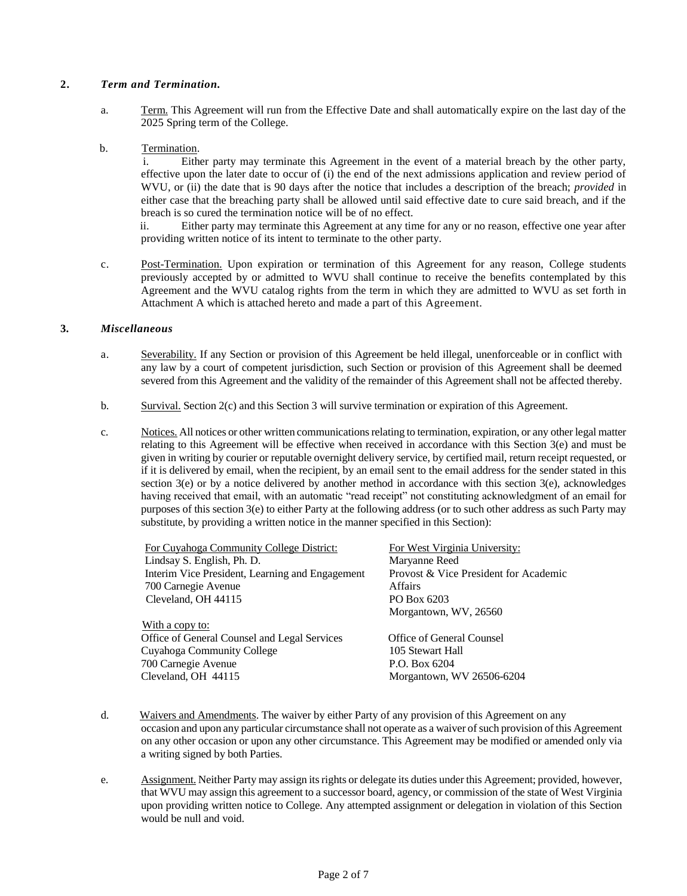**2. *Term and Termination.***

a. Term. This Agreement will run from the Effective Date and shall automatically expire on the last day of the 2025 Spring term of the College.

b. Termination.

i. Either party may terminate this Agreement in the event of a material breach by the other party, effective upon the later date to occur of (i) the end of the next admissions application and review period of WVU, or (ii) the date that is 90 days after the notice that includes a description of the breach; *provided* in either case that the breaching party shall be allowed until said effective date to cure said breach, and if the breach is so cured the termination notice will be of no effect.

ii. Either party may terminate this Agreement at any time for any or no reason, effective one year after providing written notice of its intent to terminate to the other party.

c. Post-Termination. Upon expiration or termination of this Agreement for any reason, College students previously accepted by or admitted to WVU shall continue to receive the benefits contemplated by this Agreement and the WVU catalog rights from the term in which they are admitted to WVU as set forth in Attachment A which is attached hereto and made a part of this Agreement.

**3. *Miscellaneous***

a. Severability. If any Section or provision of this Agreement be held illegal, unenforceable or in conflict with any law by a court of competent jurisdiction, such Section or provision of this Agreement shall be deemed severed from this Agreement and the validity of the remainder of this Agreement shall not be affected thereby.

b. Survival. Section 2(c) and this Section 3 will survive termination or expiration of this Agreement.

c. Notices. All notices or other written communications relating to termination, expiration, or any other legal matter relating to this Agreement will be effective when received in accordance with this Section 3(e) and must be given in writing by courier or reputable overnight delivery service, by certified mail, return receipt requested, or if it is delivered by email, when the recipient, by an email sent to the email address for the sender stated in this section 3(e) or by a notice delivered by another method in accordance with this section 3(e), acknowledges having received that email, with an automatic "read receipt" not constituting acknowledgment of an email for purposes of this section 3(e) to either Party at the following address (or to such other address as such Party may substitute, by providing a written notice in the manner specified in this Section):

For Cuyahoga Community College District:
Lindsay S. English, Ph. D.
Interim Vice President, Learning and Engagement
700 Carnegie Avenue
Cleveland, OH 44115

With a copy to:
Office of General Counsel and Legal Services
Cuyahoga Community College
700 Carnegie Avenue
Cleveland, OH 44115

For West Virginia University:
Maryanne Reed
Provost & Vice President for Academic Affairs
PO Box 6203
Morgantown, WV, 26560

Office of General Counsel
105 Stewart Hall
P.O. Box 6204
Morgantown, WV 26506-6204

d. Waivers and Amendments. The waiver by either Party of any provision of this Agreement on any occasion and upon any particular circumstance shall not operate as a waiver of such provision of this Agreement on any other occasion or upon any other circumstance. This Agreement may be modified or amended only via a writing signed by both Parties.

e. Assignment. Neither Party may assign its rights or delegate its duties under this Agreement; provided, however, that WVU may assign this agreement to a successor board, agency, or commission of the state of West Virginia upon providing written notice to College. Any attempted assignment or delegation in violation of this Section would be null and void.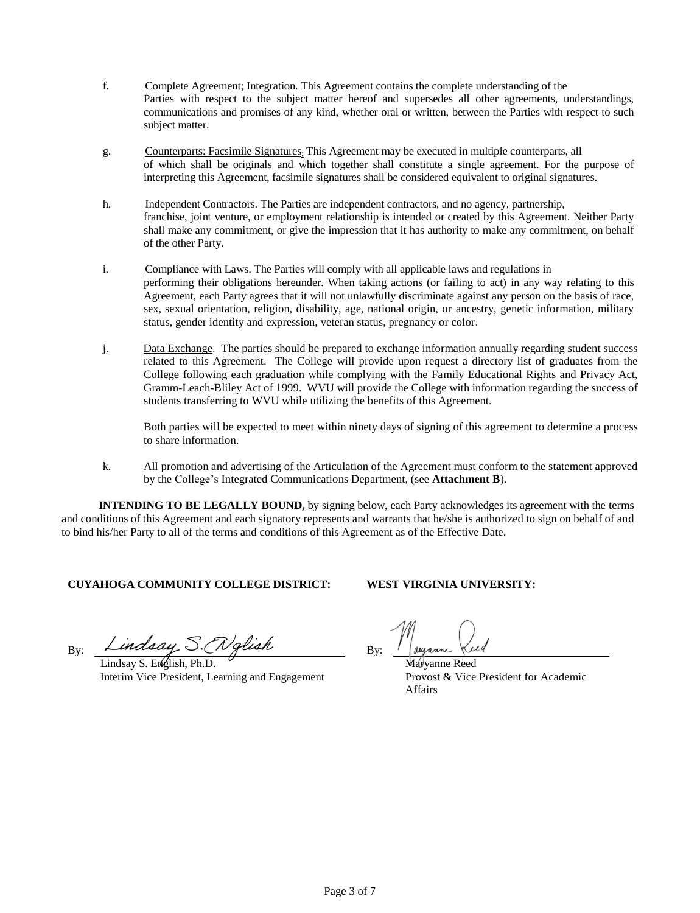f. <u>Complete Agreement; Integration.</u> This Agreement contains the complete understanding of the Parties with respect to the subject matter hereof and supersedes all other agreements, understandings, communications and promises of any kind, whether oral or written, between the Parties with respect to such subject matter.

g. <u>Counterparts: Facsimile Signatures</u>; This Agreement may be executed in multiple counterparts, all of which shall be originals and which together shall constitute a single agreement. For the purpose of interpreting this Agreement, facsimile signatures shall be considered equivalent to original signatures.

h. <u>Independent Contractors.</u> The Parties are independent contractors, and no agency, partnership, franchise, joint venture, or employment relationship is intended or created by this Agreement. Neither Party shall make any commitment, or give the impression that it has authority to make any commitment, on behalf of the other Party.

i. <u>Compliance with Laws.</u> The Parties will comply with all applicable laws and regulations in performing their obligations hereunder. When taking actions (or failing to act) in any way relating to this Agreement, each Party agrees that it will not unlawfully discriminate against any person on the basis of race, sex, sexual orientation, religion, disability, age, national origin, or ancestry, genetic information, military status, gender identity and expression, veteran status, pregnancy or color.

j. <u>Data Exchange</u>. The parties should be prepared to exchange information annually regarding student success related to this Agreement. The College will provide upon request a directory list of graduates from the College following each graduation while complying with the Family Educational Rights and Privacy Act, Gramm-Leach-Bliley Act of 1999. WVU will provide the College with information regarding the success of students transferring to WVU while utilizing the benefits of this Agreement.

Both parties will be expected to meet within ninety days of signing of this agreement to determine a process to share information.

k. All promotion and advertising of the Articulation of the Agreement must conform to the statement approved by the College's Integrated Communications Department, (see **Attachment B**).

**INTENDING TO BE LEGALLY BOUND,** by signing below, each Party acknowledges its agreement with the terms and conditions of this Agreement and each signatory represents and warrants that he/she is authorized to sign on behalf of and to bind his/her Party to all of the terms and conditions of this Agreement as of the Effective Date.

**CUYAHOGA COMMUNITY COLLEGE DISTRICT:**

By: *Lindsay S. English*

Lindsay S. English, Ph.D.
Interim Vice President, Learning and Engagement

**WEST VIRGINIA UNIVERSITY:**

By: *Maryanne Reed*

Maryanne Reed
Provost & Vice President for Academic Affairs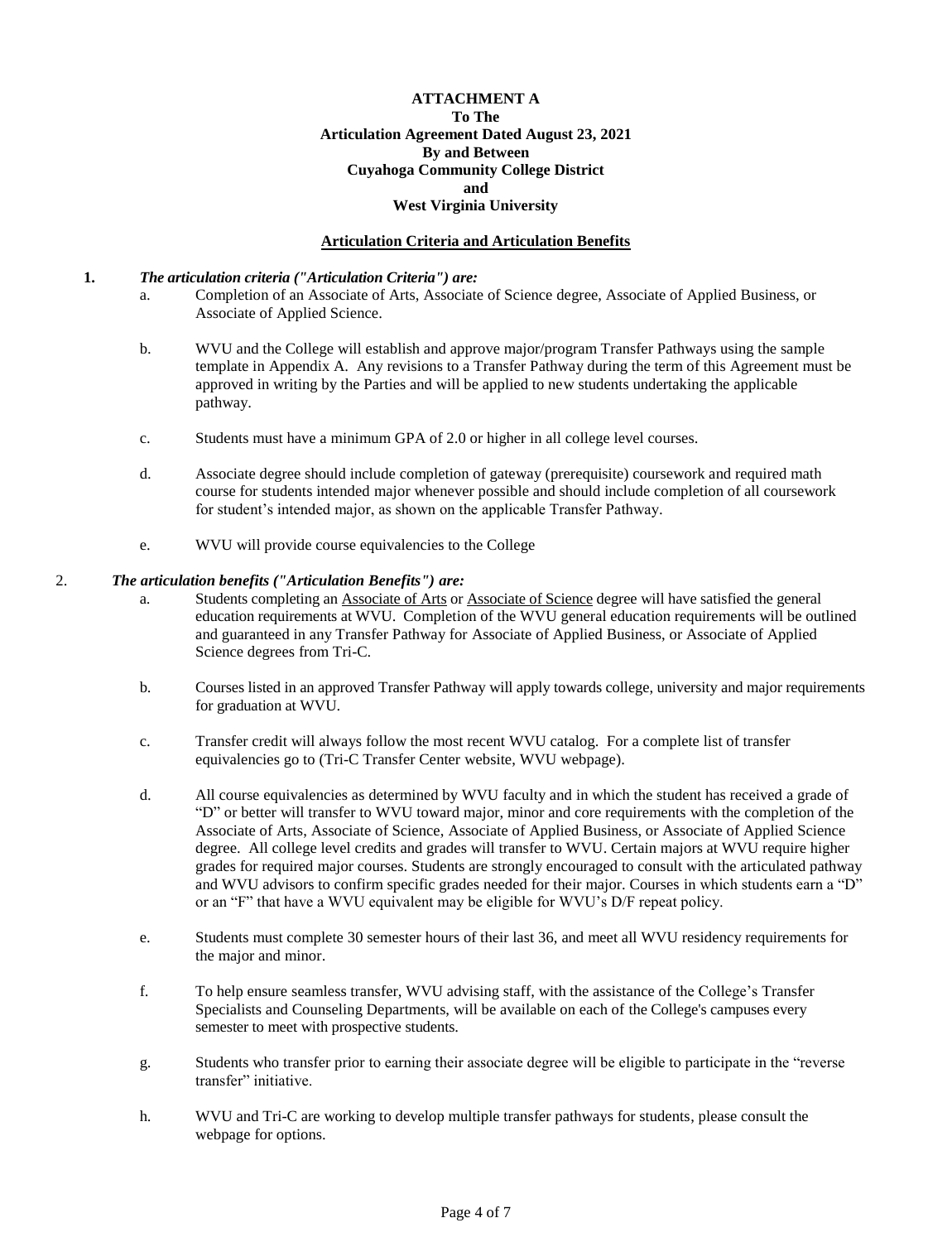**ATTACHMENT A**
**To The**
**Articulation Agreement Dated August 23, 2021**
**By and Between**
**Cuyahoga Community College District**
**and**
**West Virginia University**

**Articulation Criteria and Articulation Benefits**

1. ***The articulation criteria ("Articulation Criteria") are:***
   a. Completion of an Associate of Arts, Associate of Science degree, Associate of Applied Business, or Associate of Applied Science.

   b. WVU and the College will establish and approve major/program Transfer Pathways using the sample template in Appendix A. Any revisions to a Transfer Pathway during the term of this Agreement must be approved in writing by the Parties and will be applied to new students undertaking the applicable pathway.

   c. Students must have a minimum GPA of 2.0 or higher in all college level courses.

   d. Associate degree should include completion of gateway (prerequisite) coursework and required math course for students intended major whenever possible and should include completion of all coursework for student's intended major, as shown on the applicable Transfer Pathway.

   e. WVU will provide course equivalencies to the College

2. ***The articulation benefits ("Articulation Benefits") are:***
   a. Students completing an <u>Associate of Arts</u> or <u>Associate of Science</u> degree will have satisfied the general education requirements at WVU. Completion of the WVU general education requirements will be outlined and guaranteed in any Transfer Pathway for Associate of Applied Business, or Associate of Applied Science degrees from Tri-C.

   b. Courses listed in an approved Transfer Pathway will apply towards college, university and major requirements for graduation at WVU.

   c. Transfer credit will always follow the most recent WVU catalog. For a complete list of transfer equivalencies go to (Tri-C Transfer Center website, WVU webpage).

   d. All course equivalencies as determined by WVU faculty and in which the student has received a grade of "D" or better will transfer to WVU toward major, minor and core requirements with the completion of the Associate of Arts, Associate of Science, Associate of Applied Business, or Associate of Applied Science degree. All college level credits and grades will transfer to WVU. Certain majors at WVU require higher grades for required major courses. Students are strongly encouraged to consult with the articulated pathway and WVU advisors to confirm specific grades needed for their major. Courses in which students earn a "D" or an "F" that have a WVU equivalent may be eligible for WVU's D/F repeat policy.

   e. Students must complete 30 semester hours of their last 36, and meet all WVU residency requirements for the major and minor.

   f. To help ensure seamless transfer, WVU advising staff, with the assistance of the College's Transfer Specialists and Counseling Departments, will be available on each of the College's campuses every semester to meet with prospective students.

   g. Students who transfer prior to earning their associate degree will be eligible to participate in the "reverse transfer" initiative.

   h. WVU and Tri-C are working to develop multiple transfer pathways for students, please consult the webpage for options.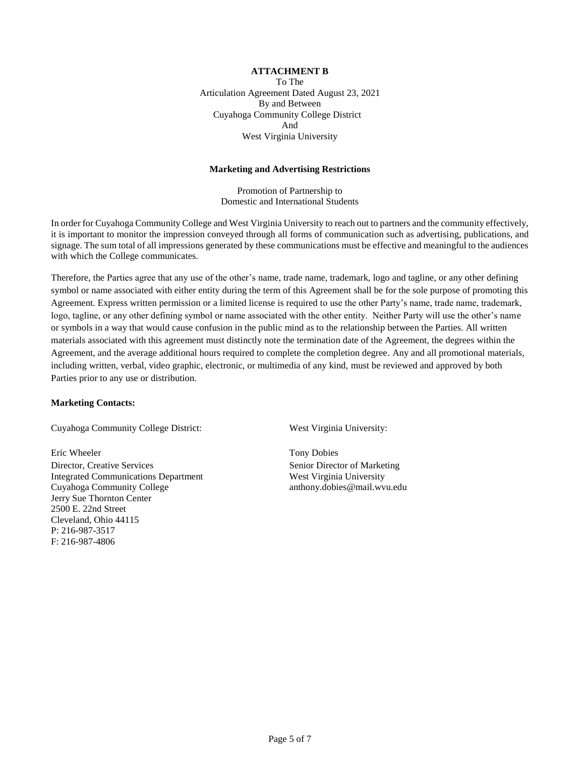**ATTACHMENT B**

To The
Articulation Agreement Dated August 23, 2021
By and Between
Cuyahoga Community College District
And
West Virginia University

**Marketing and Advertising Restrictions**

Promotion of Partnership to
Domestic and International Students

In order for Cuyahoga Community College and West Virginia University to reach out to partners and the community effectively, it is important to monitor the impression conveyed through all forms of communication such as advertising, publications, and signage. The sum total of all impressions generated by these communications must be effective and meaningful to the audiences with which the College communicates.

Therefore, the Parties agree that any use of the other's name, trade name, trademark, logo and tagline, or any other defining symbol or name associated with either entity during the term of this Agreement shall be for the sole purpose of promoting this Agreement. Express written permission or a limited license is required to use the other Party's name, trade name, trademark, logo, tagline, or any other defining symbol or name associated with the other entity. Neither Party will use the other's name or symbols in a way that would cause confusion in the public mind as to the relationship between the Parties. All written materials associated with this agreement must distinctly note the termination date of the Agreement, the degrees within the Agreement, and the average additional hours required to complete the completion degree. Any and all promotional materials, including written, verbal, video graphic, electronic, or multimedia of any kind, must be reviewed and approved by both Parties prior to any use or distribution.

**Marketing Contacts:**

Cuyahoga Community College District:

Eric Wheeler
Director, Creative Services
Integrated Communications Department
Cuyahoga Community College
Jerry Sue Thornton Center
2500 E. 22nd Street
Cleveland, Ohio 44115
P: 216-987-3517
F: 216-987-4806

West Virginia University:

Tony Dobies
Senior Director of Marketing
West Virginia University
anthony.dobies@mail.wvu.edu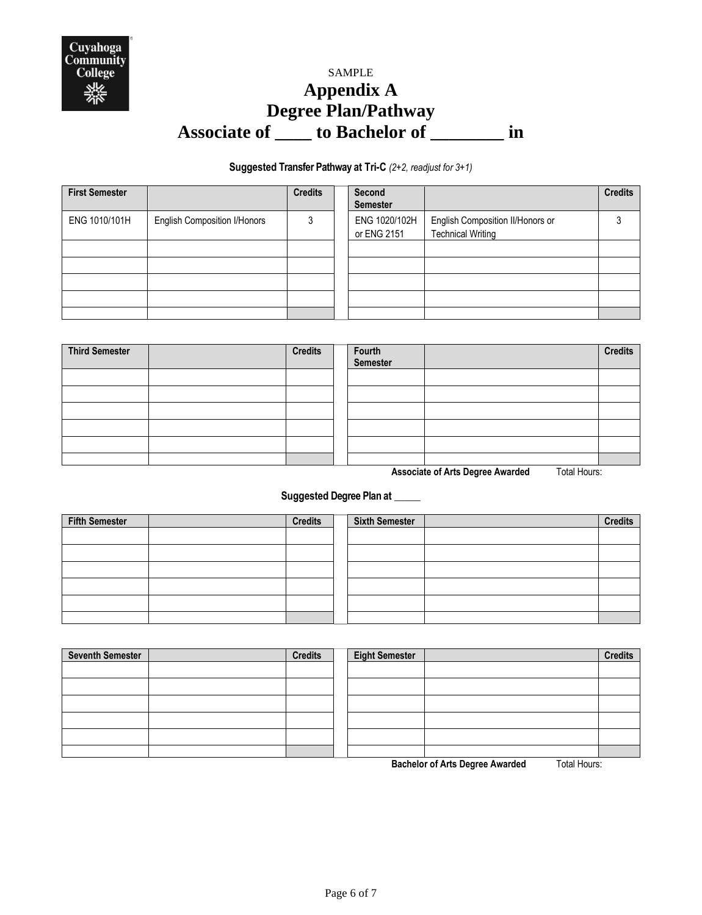Cuyahoga Community College

SAMPLE

# Appendix A
# Degree Plan/Pathway
# Associate of ____ to Bachelor of ________ in

**Suggested Transfer Pathway at Tri-C** *(2+2, readjust for 3+1)*

| First Semester | | Credits | | Second Semester | | Credits |
|---|---|---|---|---|---|---|
| ENG 1010/101H | English Composition I/Honors | 3 | | ENG 1020/102H or ENG 2151 | English Composition II/Honors or Technical Writing | 3 |
| | | | | | | |
| | | | | | | |
| | | | | | | |
| | | | | | | |
| | | | | | | |

| Third Semester | | Credits | | Fourth Semester | | Credits |
|---|---|---|---|---|---|---|
| | | | | | | |
| | | | | | | |
| | | | | | | |
| | | | | | | |
| | | | | | | |
| | | | | | | |

**Associate of Arts Degree Awarded** Total Hours:

**Suggested Degree Plan at _____**

| Fifth Semester | | Credits | | Sixth Semester | | Credits |
|---|---|---|---|---|---|---|
| | | | | | | |
| | | | | | | |
| | | | | | | |
| | | | | | | |
| | | | | | | |
| | | | | | | |

| Seventh Semester | | Credits | | Eight Semester | | Credits |
|---|---|---|---|---|---|---|
| | | | | | | |
| | | | | | | |
| | | | | | | |
| | | | | | | |
| | | | | | | |
| | | | | | | |

**Bachelor of Arts Degree Awarded** Total Hours: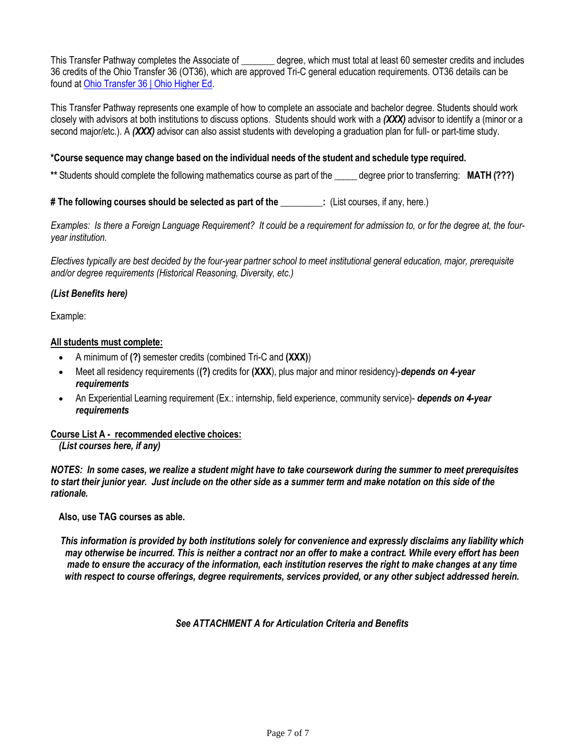This Transfer Pathway completes the Associate of _______ degree, which must total at least 60 semester credits and includes 36 credits of the Ohio Transfer 36 (OT36), which are approved Tri-C general education requirements. OT36 details can be found at [Ohio Transfer 36 | Ohio Higher Ed](#).

This Transfer Pathway represents one example of how to complete an associate and bachelor degree. Students should work closely with advisors at both institutions to discuss options. Students should work with a ***(XXX)*** advisor to identify a (minor or a second major/etc.). A ***(XXX)*** advisor can also assist students with developing a graduation plan for full- or part-time study.

**\*Course sequence may change based on the individual needs of the student and schedule type required.**

**\*\*** Students should complete the following mathematics course as part of the _____ degree prior to transferring: **MATH (???)**

**# The following courses should be selected as part of the _________:** (List courses, if any, here.)

*Examples: Is there a Foreign Language Requirement? It could be a requirement for admission to, or for the degree at, the four-year institution.*

*Electives typically are best decided by the four-year partner school to meet institutional general education, major, prerequisite and/or degree requirements (Historical Reasoning, Diversity, etc.)*

***(List Benefits here)***

Example:

**<u>All students must complete:</u>**

- A minimum of **(?)** semester credits (combined Tri-C and **(XXX)**)
- Meet all residency requirements (**(?)** credits for **(XXX)**, plus major and minor residency)-***depends on 4-year requirements***
- An Experiential Learning requirement (Ex.: internship, field experience, community service)- ***depends on 4-year requirements***

**<u>Course List A - recommended elective choices:</u>**
***(List courses here, if any)***

***NOTES: In some cases, we realize a student might have to take coursework during the summer to meet prerequisites to start their junior year. Just include on the other side as a summer term and make notation on this side of the rationale.***

**Also, use TAG courses as able.**

***This information is provided by both institutions solely for convenience and expressly disclaims any liability which may otherwise be incurred. This is neither a contract nor an offer to make a contract. While every effort has been made to ensure the accuracy of the information, each institution reserves the right to make changes at any time with respect to course offerings, degree requirements, services provided, or any other subject addressed herein.***

***See ATTACHMENT A for Articulation Criteria and Benefits***